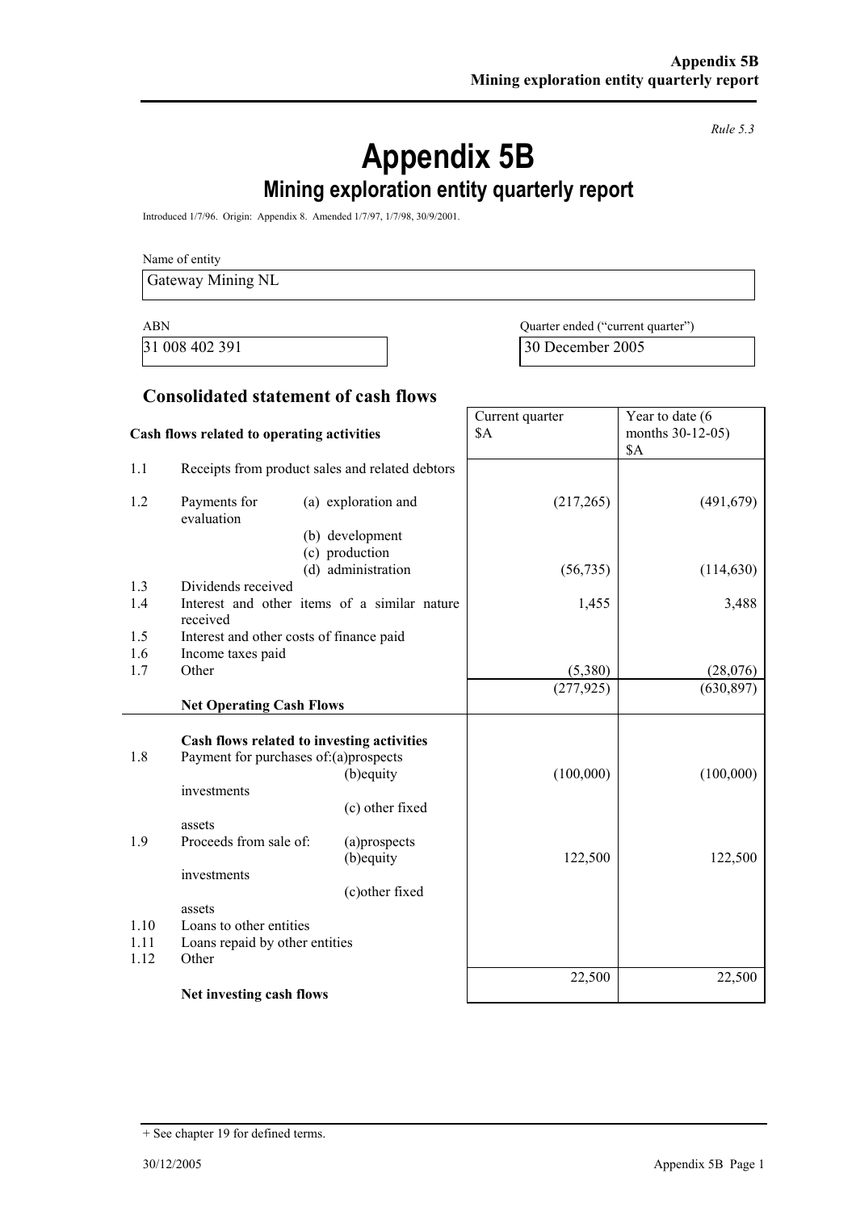*Rule 5.3*

# Appendix 5B

## Mining exploration entity quarterly report

Introduced 1/7/96. Origin: Appendix 8. Amended 1/7/97, 1/7/98, 30/9/2001.

Name of entity

Gateway Mining NL

ABN

31 008 402 391

Quarter ended ("current quarter")

30 December 2005

### Consolidated statement of cash flows

| | Cash flows related to operating activities | Current quarter $A | Year to date (6 months 30-12-05) $A |
|---|---|---|---|
| 1.1 | Receipts from product sales and related debtors | | |
| 1.2 | Payments for (a) exploration and evaluation | (217,265) | (491,679) |
| | (b) development | | |
| | (c) production | | |
| | (d) administration | (56,735) | (114,630) |
| 1.3 | Dividends received | | |
| 1.4 | Interest and other items of a similar nature received | 1,455 | 3,488 |
| 1.5 | Interest and other costs of finance paid | | |
| 1.6 | Income taxes paid | | |
| 1.7 | Other | (5,380) | (28,076) |
| | **Net Operating Cash Flows** | (277,925) | (630,897) |
| | **Cash flows related to investing activities** | | |
| 1.8 | Payment for purchases of: (a) prospects | | |
| | (b) equity investments | (100,000) | (100,000) |
| | (c) other fixed assets | | |
| 1.9 | Proceeds from sale of: (a) prospects | | |
| | (b) equity investments | 122,500 | 122,500 |
| | (c) other fixed assets | | |
| 1.10 | Loans to other entities | | |
| 1.11 | Loans repaid by other entities | | |
| 1.12 | Other | | |
| | **Net investing cash flows** | 22,500 | 22,500 |

+ See chapter 19 for defined terms.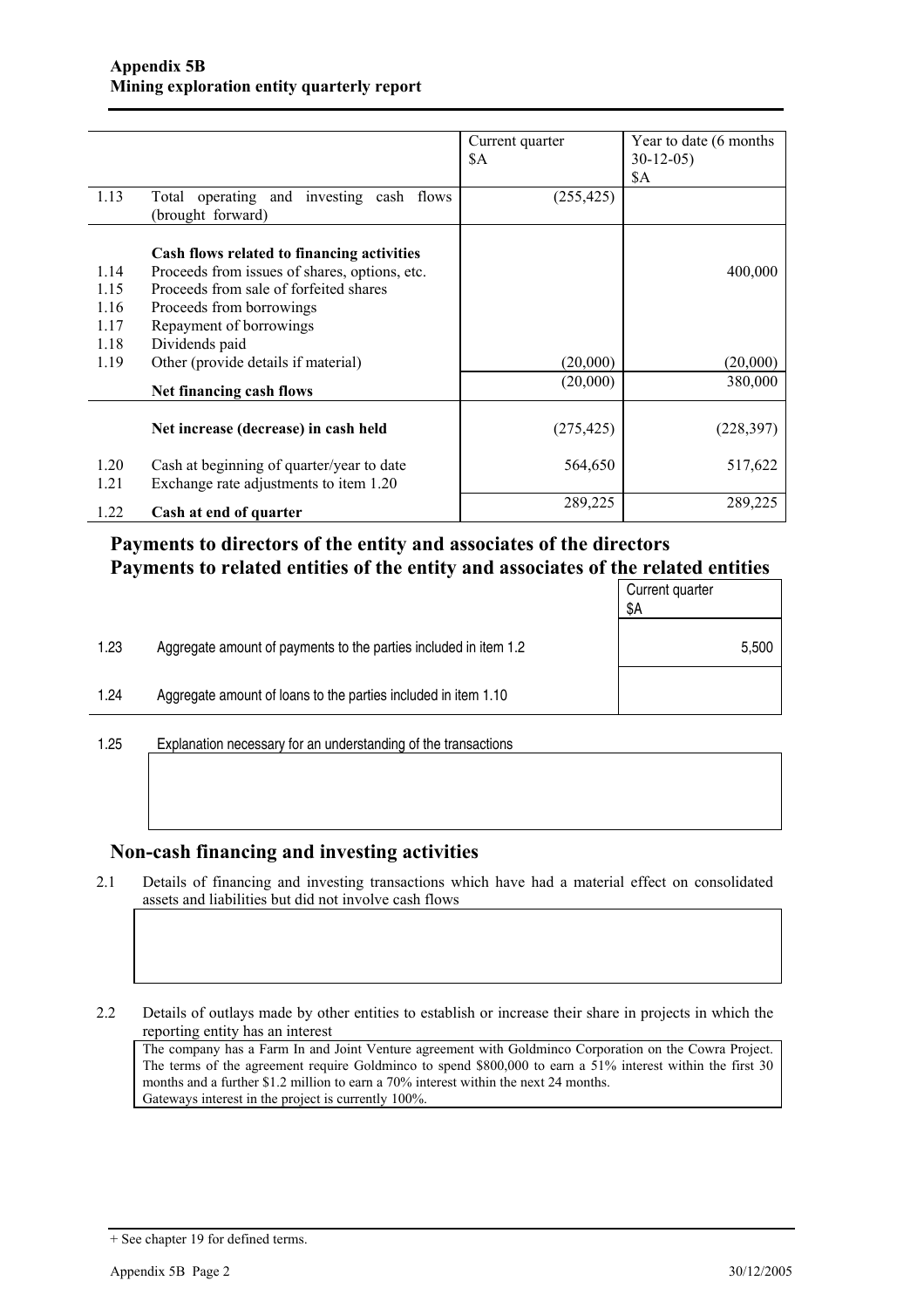**Appendix 5B**
**Mining exploration entity quarterly report**

| | | Current quarter $A | Year to date (6 months 30-12-05) $A |
|---|---|---|---|
| 1.13 | Total operating and investing cash flows (brought forward) | (255,425) | |
| | **Cash flows related to financing activities** | | |
| 1.14 | Proceeds from issues of shares, options, etc. | | 400,000 |
| 1.15 | Proceeds from sale of forfeited shares | | |
| 1.16 | Proceeds from borrowings | | |
| 1.17 | Repayment of borrowings | | |
| 1.18 | Dividends paid | | |
| 1.19 | Other (provide details if material) | (20,000) | (20,000) |
| | **Net financing cash flows** | (20,000) | 380,000 |
| | **Net increase (decrease) in cash held** | (275,425) | (228,397) |
| 1.20 | Cash at beginning of quarter/year to date | 564,650 | 517,622 |
| 1.21 | Exchange rate adjustments to item 1.20 | | |
| 1.22 | **Cash at end of quarter** | 289,225 | 289,225 |

## Payments to directors of the entity and associates of the directors
## Payments to related entities of the entity and associates of the related entities

| | | Current quarter $A |
|---|---|---|
| 1.23 | Aggregate amount of payments to the parties included in item 1.2 | 5,500 |
| 1.24 | Aggregate amount of loans to the parties included in item 1.10 | |

1.25 Explanation necessary for an understanding of the transactions

## Non-cash financing and investing activities

2.1 Details of financing and investing transactions which have had a material effect on consolidated assets and liabilities but did not involve cash flows

2.2 Details of outlays made by other entities to establish or increase their share in projects in which the reporting entity has an interest

The company has a Farm In and Joint Venture agreement with Goldminco Corporation on the Cowra Project. The terms of the agreement require Goldminco to spend $800,000 to earn a 51% interest within the first 30 months and a further $1.2 million to earn a 70% interest within the next 24 months.
Gateways interest in the project is currently 100%.

+ See chapter 19 for defined terms.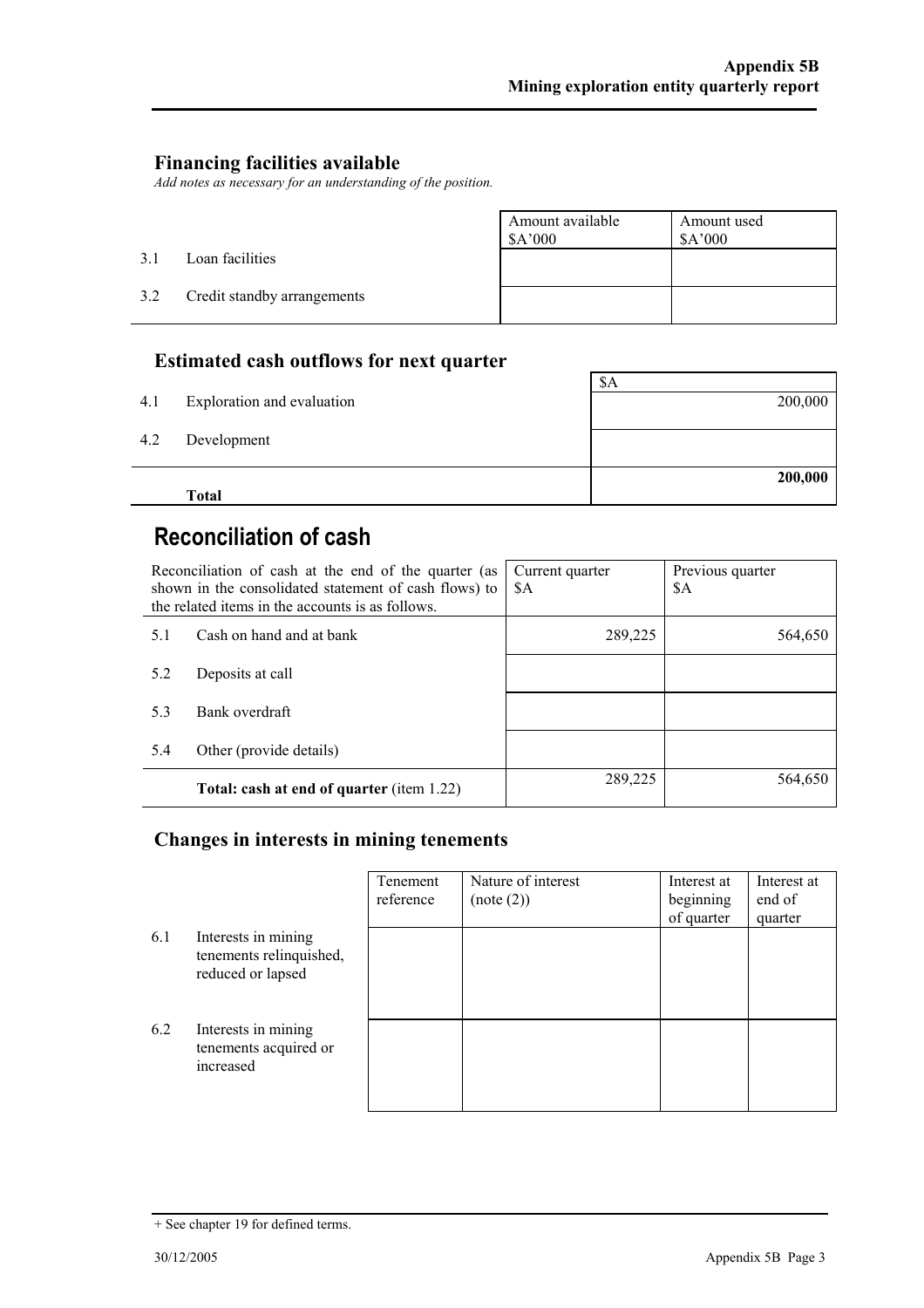## Financing facilities available

*Add notes as necessary for an understanding of the position.*

| | | Amount available $A'000 | Amount used $A'000 |
|---|---|---|---|
| 3.1 | Loan facilities | | |
| 3.2 | Credit standby arrangements | | |

## Estimated cash outflows for next quarter

| | | $A |
|---|---|---|
| 4.1 | Exploration and evaluation | 200,000 |
| 4.2 | Development | |
| | **Total** | **200,000** |

# Reconciliation of cash

| Reconciliation of cash at the end of the quarter (as shown in the consolidated statement of cash flows) to the related items in the accounts is as follows. | | Current quarter $A | Previous quarter $A |
|---|---|---|---|
| 5.1 | Cash on hand and at bank | 289,225 | 564,650 |
| 5.2 | Deposits at call | | |
| 5.3 | Bank overdraft | | |
| 5.4 | Other (provide details) | | |
| | **Total: cash at end of quarter** (item 1.22) | 289,225 | 564,650 |

## Changes in interests in mining tenements

| | | Tenement reference | Nature of interest (note (2)) | Interest at beginning of quarter | Interest at end of quarter |
|---|---|---|---|---|---|
| 6.1 | Interests in mining tenements relinquished, reduced or lapsed | | | | |
| 6.2 | Interests in mining tenements acquired or increased | | | | |

+ See chapter 19 for defined terms.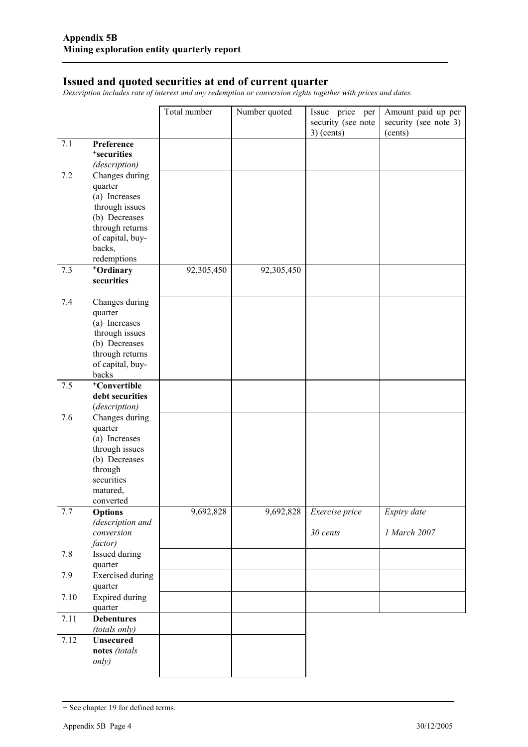## Issued and quoted securities at end of current quarter

*Description includes rate of interest and any redemption or conversion rights together with prices and dates.*

| | | Total number | Number quoted | Issue price per security (see note 3) (cents) | Amount paid up per security (see note 3) (cents) |
|---|---|---|---|---|---|
| 7.1 | **Preference +securities** *(description)* | | | | |
| 7.2 | Changes during quarter (a) Increases through issues (b) Decreases through returns of capital, buy-backs, redemptions | | | | |
| 7.3 | **+Ordinary securities** | 92,305,450 | 92,305,450 | | |
| 7.4 | Changes during quarter (a) Increases through issues (b) Decreases through returns of capital, buy-backs | | | | |
| 7.5 | **+Convertible debt securities** *(description)* | | | | |
| 7.6 | Changes during quarter (a) Increases through issues (b) Decreases through securities matured, converted | | | | |
| 7.7 | **Options** *(description and conversion factor)* | 9,692,828 | 9,692,828 | *Exercise price* *30 cents* | *Expiry date* *1 March 2007* |
| 7.8 | Issued during quarter | | | | |
| 7.9 | Exercised during quarter | | | | |
| 7.10 | Expired during quarter | | | | |
| 7.11 | **Debentures** *(totals only)* | | | | |
| 7.12 | **Unsecured notes** *(totals only)* | | | | |

+ See chapter 19 for defined terms.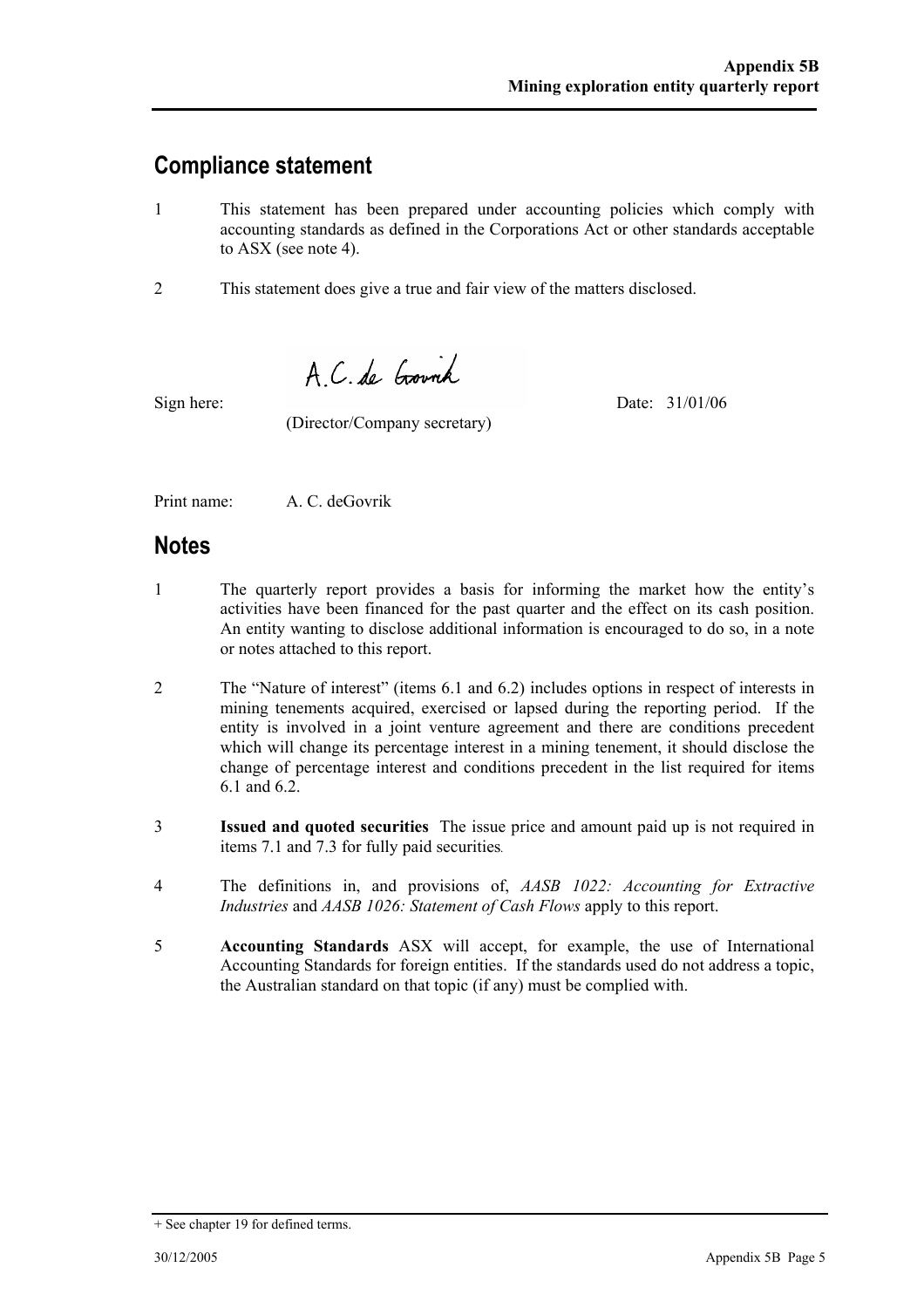## Compliance statement

1 This statement has been prepared under accounting policies which comply with accounting standards as defined in the Corporations Act or other standards acceptable to ASX (see note 4).

2 This statement does give a true and fair view of the matters disclosed.

Sign here: A.C. de Govrik (Director/Company secretary) Date: 31/01/06

Print name: A. C. deGovrik

## Notes

1 The quarterly report provides a basis for informing the market how the entity's activities have been financed for the past quarter and the effect on its cash position. An entity wanting to disclose additional information is encouraged to do so, in a note or notes attached to this report.

2 The "Nature of interest" (items 6.1 and 6.2) includes options in respect of interests in mining tenements acquired, exercised or lapsed during the reporting period. If the entity is involved in a joint venture agreement and there are conditions precedent which will change its percentage interest in a mining tenement, it should disclose the change of percentage interest and conditions precedent in the list required for items 6.1 and 6.2.

3 **Issued and quoted securities** The issue price and amount paid up is not required in items 7.1 and 7.3 for fully paid securities.

4 The definitions in, and provisions of, *AASB 1022: Accounting for Extractive Industries* and *AASB 1026: Statement of Cash Flows* apply to this report.

5 **Accounting Standards** ASX will accept, for example, the use of International Accounting Standards for foreign entities. If the standards used do not address a topic, the Australian standard on that topic (if any) must be complied with.

+ See chapter 19 for defined terms.